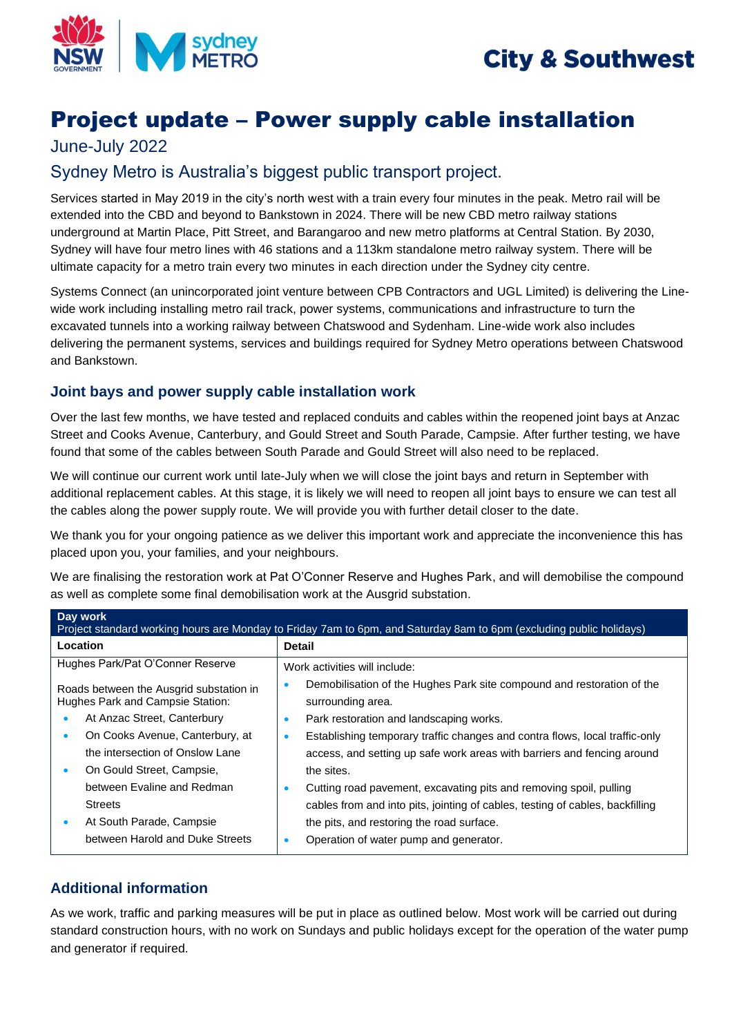City & Southwest

# Project update – Power supply cable installation

## June-July 2022

## Sydney Metro is Australia's biggest public transport project.

Services started in May 2019 in the city's north west with a train every four minutes in the peak. Metro rail will be extended into the CBD and beyond to Bankstown in 2024. There will be new CBD metro railway stations underground at Martin Place, Pitt Street, and Barangaroo and new metro platforms at Central Station. By 2030, Sydney will have four metro lines with 46 stations and a 113km standalone metro railway system. There will be ultimate capacity for a metro train every two minutes in each direction under the Sydney city centre.

Systems Connect (an unincorporated joint venture between CPB Contractors and UGL Limited) is delivering the Line-wide work including installing metro rail track, power systems, communications and infrastructure to turn the excavated tunnels into a working railway between Chatswood and Sydenham. Line-wide work also includes delivering the permanent systems, services and buildings required for Sydney Metro operations between Chatswood and Bankstown.

### Joint bays and power supply cable installation work

Over the last few months, we have tested and replaced conduits and cables within the reopened joint bays at Anzac Street and Cooks Avenue, Canterbury, and Gould Street and South Parade, Campsie. After further testing, we have found that some of the cables between South Parade and Gould Street will also need to be replaced.

We will continue our current work until late-July when we will close the joint bays and return in September with additional replacement cables. At this stage, it is likely we will need to reopen all joint bays to ensure we can test all the cables along the power supply route. We will provide you with further detail closer to the date.

We thank you for your ongoing patience as we deliver this important work and appreciate the inconvenience this has placed upon you, your families, and your neighbours.

We are finalising the restoration work at Pat O'Conner Reserve and Hughes Park, and will demobilise the compound as well as complete some final demobilisation work at the Ausgrid substation.

| **Day work**<br>Project standard working hours are Monday to Friday 7am to 6pm, and Saturday 8am to 6pm (excluding public holidays) | |
|---|---|
| **Location** | **Detail** |
| Hughes Park/Pat O'Conner Reserve<br><br>Roads between the Ausgrid substation in Hughes Park and Campsie Station:<br>• At Anzac Street, Canterbury<br>• On Cooks Avenue, Canterbury, at the intersection of Onslow Lane<br>• On Gould Street, Campsie, between Evaline and Redman Streets<br>• At South Parade, Campsie between Harold and Duke Streets | Work activities will include:<br>• Demobilisation of the Hughes Park site compound and restoration of the surrounding area.<br>• Park restoration and landscaping works.<br>• Establishing temporary traffic changes and contra flows, local traffic-only access, and setting up safe work areas with barriers and fencing around the sites.<br>• Cutting road pavement, excavating pits and removing spoil, pulling cables from and into pits, jointing of cables, testing of cables, backfilling the pits, and restoring the road surface.<br>• Operation of water pump and generator. |

### Additional information

As we work, traffic and parking measures will be put in place as outlined below. Most work will be carried out during standard construction hours, with no work on Sundays and public holidays except for the operation of the water pump and generator if required.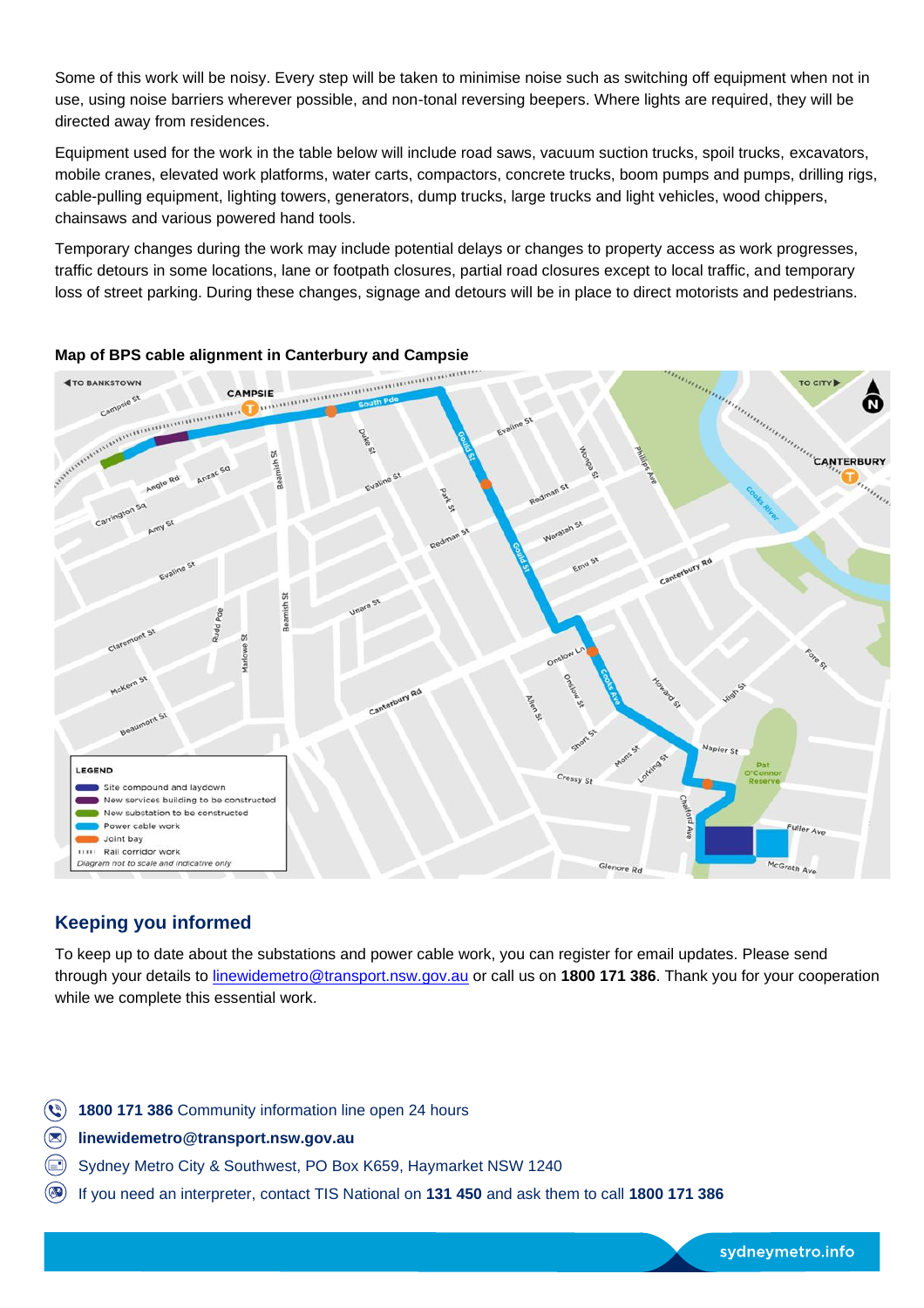Some of this work will be noisy. Every step will be taken to minimise noise such as switching off equipment when not in use, using noise barriers wherever possible, and non-tonal reversing beepers. Where lights are required, they will be directed away from residences.

Equipment used for the work in the table below will include road saws, vacuum suction trucks, spoil trucks, excavators, mobile cranes, elevated work platforms, water carts, compactors, concrete trucks, boom pumps and pumps, drilling rigs, cable-pulling equipment, lighting towers, generators, dump trucks, large trucks and light vehicles, wood chippers, chainsaws and various powered hand tools.

Temporary changes during the work may include potential delays or changes to property access as work progresses, traffic detours in some locations, lane or footpath closures, partial road closures except to local traffic, and temporary loss of street parking. During these changes, signage and detours will be in place to direct motorists and pedestrians.

**Map of BPS cable alignment in Canterbury and Campsie**

TO BANKSTOWN
TO CITY
CAMPSIE
CANTERBURY

LEGEND
Site compound and laydown
New services building to be constructed
New substation to be constructed
Power cable work
Joint bay
Rail corridor work
*Diagram not to scale and indicative only*

## Keeping you informed

To keep up to date about the substations and power cable work, you can register for email updates. Please send through your details to linewidemetro@transport.nsw.gov.au or call us on **1800 171 386**. Thank you for your cooperation while we complete this essential work.

**1800 171 386** Community information line open 24 hours

**linewidemetro@transport.nsw.gov.au**

Sydney Metro City & Southwest, PO Box K659, Haymarket NSW 1240

If you need an interpreter, contact TIS National on **131 450** and ask them to call **1800 171 386**

sydneymetro.info